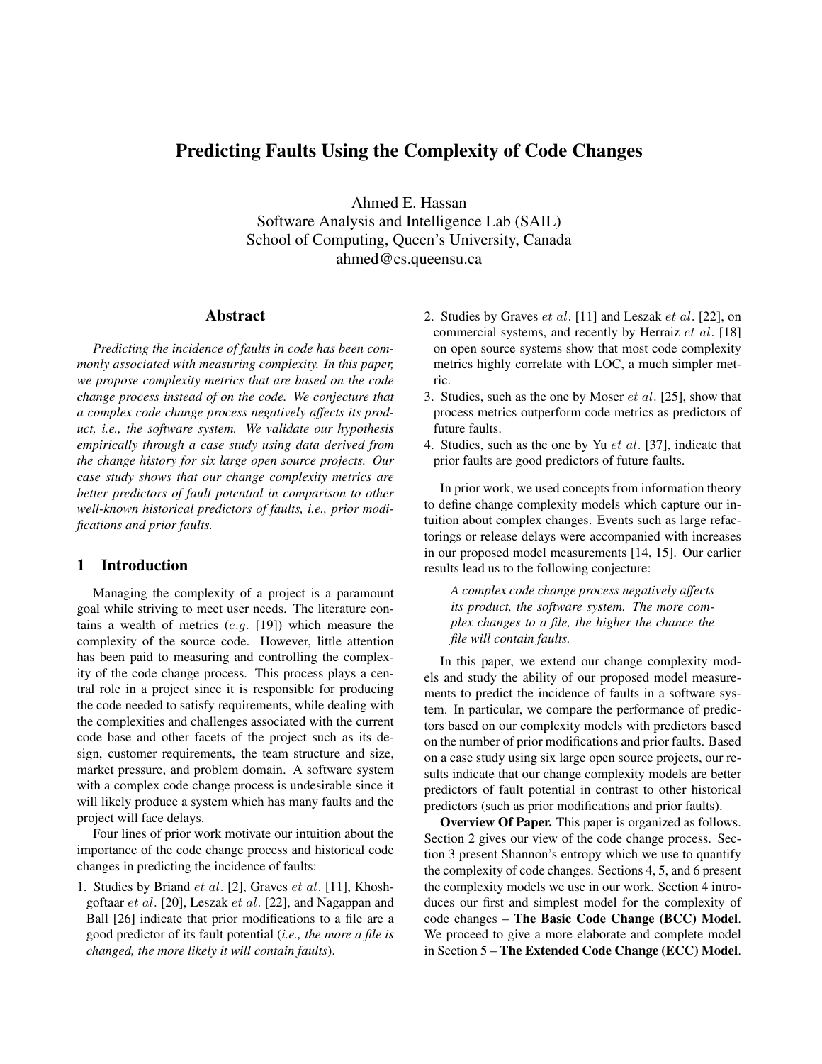# Predicting Faults Using the Complexity of Code Changes

Ahmed E. Hassan
Software Analysis and Intelligence Lab (SAIL)
School of Computing, Queen's University, Canada
ahmed@cs.queensu.ca

## Abstract

*Predicting the incidence of faults in code has been commonly associated with measuring complexity. In this paper, we propose complexity metrics that are based on the code change process instead of on the code. We conjecture that a complex code change process negatively affects its product, i.e., the software system. We validate our hypothesis empirically through a case study using data derived from the change history for six large open source projects. Our case study shows that our change complexity metrics are better predictors of fault potential in comparison to other well-known historical predictors of faults, i.e., prior modifications and prior faults.*

## 1 Introduction

Managing the complexity of a project is a paramount goal while striving to meet user needs. The literature contains a wealth of metrics (*e.g.* [19]) which measure the complexity of the source code. However, little attention has been paid to measuring and controlling the complexity of the code change process. This process plays a central role in a project since it is responsible for producing the code needed to satisfy requirements, while dealing with the complexities and challenges associated with the current code base and other facets of the project such as its design, customer requirements, the team structure and size, market pressure, and problem domain. A software system with a complex code change process is undesirable since it will likely produce a system which has many faults and the project will face delays.

Four lines of prior work motivate our intuition about the importance of the code change process and historical code changes in predicting the incidence of faults:

1. Studies by Briand *et al.* [2], Graves *et al.* [11], Khoshgoftaar *et al.* [20], Leszak *et al.* [22], and Nagappan and Ball [26] indicate that prior modifications to a file are a good predictor of its fault potential (*i.e., the more a file is changed, the more likely it will contain faults*).
2. Studies by Graves *et al.* [11] and Leszak *et al.* [22], on commercial systems, and recently by Herraiz *et al.* [18] on open source systems show that most code complexity metrics highly correlate with LOC, a much simpler metric.
3. Studies, such as the one by Moser *et al.* [25], show that process metrics outperform code metrics as predictors of future faults.
4. Studies, such as the one by Yu *et al.* [37], indicate that prior faults are good predictors of future faults.

In prior work, we used concepts from information theory to define change complexity models which capture our intuition about complex changes. Events such as large refactorings or release delays were accompanied with increases in our proposed model measurements [14, 15]. Our earlier results lead us to the following conjecture:

> *A complex code change process negatively affects its product, the software system. The more complex changes to a file, the higher the chance the file will contain faults.*

In this paper, we extend our change complexity models and study the ability of our proposed model measurements to predict the incidence of faults in a software system. In particular, we compare the performance of predictors based on our complexity models with predictors based on the number of prior modifications and prior faults. Based on a case study using six large open source projects, our results indicate that our change complexity models are better predictors of fault potential in contrast to other historical predictors (such as prior modifications and prior faults).

**Overview Of Paper.** This paper is organized as follows. Section 2 gives our view of the code change process. Section 3 present Shannon's entropy which we use to quantify the complexity of code changes. Sections 4, 5, and 6 present the complexity models we use in our work. Section 4 introduces our first and simplest model for the complexity of code changes – **The Basic Code Change (BCC) Model**. We proceed to give a more elaborate and complete model in Section 5 – **The Extended Code Change (ECC) Model**.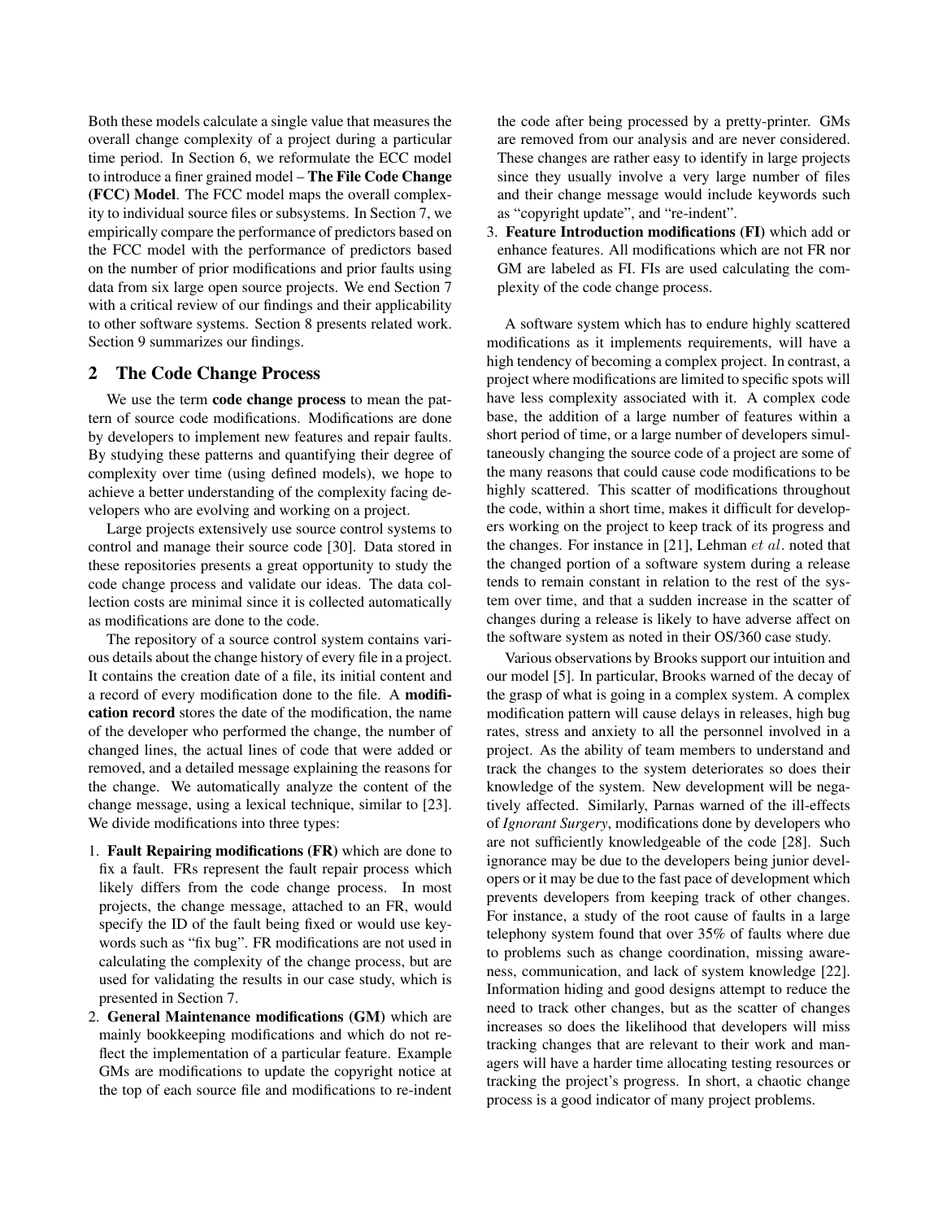Both these models calculate a single value that measures the overall change complexity of a project during a particular time period. In Section 6, we reformulate the ECC model to introduce a finer grained model – **The File Code Change (FCC) Model**. The FCC model maps the overall complexity to individual source files or subsystems. In Section 7, we empirically compare the performance of predictors based on the FCC model with the performance of predictors based on the number of prior modifications and prior faults using data from six large open source projects. We end Section 7 with a critical review of our findings and their applicability to other software systems. Section 8 presents related work. Section 9 summarizes our findings.

## 2 The Code Change Process

We use the term **code change process** to mean the pattern of source code modifications. Modifications are done by developers to implement new features and repair faults. By studying these patterns and quantifying their degree of complexity over time (using defined models), we hope to achieve a better understanding of the complexity facing developers who are evolving and working on a project.

Large projects extensively use source control systems to control and manage their source code [30]. Data stored in these repositories presents a great opportunity to study the code change process and validate our ideas. The data collection costs are minimal since it is collected automatically as modifications are done to the code.

The repository of a source control system contains various details about the change history of every file in a project. It contains the creation date of a file, its initial content and a record of every modification done to the file. A **modification record** stores the date of the modification, the name of the developer who performed the change, the number of changed lines, the actual lines of code that were added or removed, and a detailed message explaining the reasons for the change. We automatically analyze the content of the change message, using a lexical technique, similar to [23]. We divide modifications into three types:

1. **Fault Repairing modifications (FR)** which are done to fix a fault. FRs represent the fault repair process which likely differs from the code change process. In most projects, the change message, attached to an FR, would specify the ID of the fault being fixed or would use keywords such as "fix bug". FR modifications are not used in calculating the complexity of the change process, but are used for validating the results in our case study, which is presented in Section 7.
2. **General Maintenance modifications (GM)** which are mainly bookkeeping modifications and which do not reflect the implementation of a particular feature. Example GMs are modifications to update the copyright notice at the top of each source file and modifications to re-indent the code after being processed by a pretty-printer. GMs are removed from our analysis and are never considered. These changes are rather easy to identify in large projects since they usually involve a very large number of files and their change message would include keywords such as "copyright update", and "re-indent".
3. **Feature Introduction modifications (FI)** which add or enhance features. All modifications which are not FR nor GM are labeled as FI. FIs are used calculating the complexity of the code change process.

A software system which has to endure highly scattered modifications as it implements requirements, will have a high tendency of becoming a complex project. In contrast, a project where modifications are limited to specific spots will have less complexity associated with it. A complex code base, the addition of a large number of features within a short period of time, or a large number of developers simultaneously changing the source code of a project are some of the many reasons that could cause code modifications to be highly scattered. This scatter of modifications throughout the code, within a short time, makes it difficult for developers working on the project to keep track of its progress and the changes. For instance in [21], Lehman *et al.* noted that the changed portion of a software system during a release tends to remain constant in relation to the rest of the system over time, and that a sudden increase in the scatter of changes during a release is likely to have adverse affect on the software system as noted in their OS/360 case study.

Various observations by Brooks support our intuition and our model [5]. In particular, Brooks warned of the decay of the grasp of what is going in a complex system. A complex modification pattern will cause delays in releases, high bug rates, stress and anxiety to all the personnel involved in a project. As the ability of team members to understand and track the changes to the system deteriorates so does their knowledge of the system. New development will be negatively affected. Similarly, Parnas warned of the ill-effects of *Ignorant Surgery*, modifications done by developers who are not sufficiently knowledgeable of the code [28]. Such ignorance may be due to the developers being junior developers or it may be due to the fast pace of development which prevents developers from keeping track of other changes. For instance, a study of the root cause of faults in a large telephony system found that over 35% of faults where due to problems such as change coordination, missing awareness, communication, and lack of system knowledge [22]. Information hiding and good designs attempt to reduce the need to track other changes, but as the scatter of changes increases so does the likelihood that developers will miss tracking changes that are relevant to their work and managers will have a harder time allocating testing resources or tracking the project's progress. In short, a chaotic change process is a good indicator of many project problems.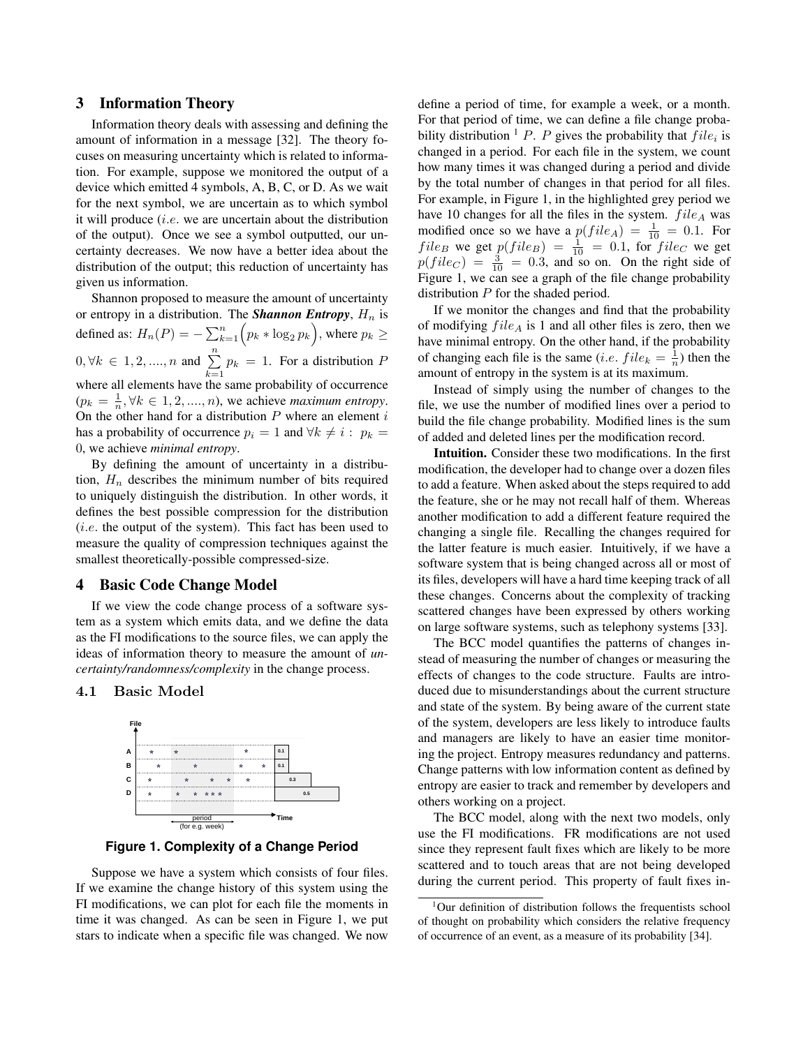## 3 Information Theory

Information theory deals with assessing and defining the amount of information in a message [32]. The theory focuses on measuring uncertainty which is related to information. For example, suppose we monitored the output of a device which emitted 4 symbols, A, B, C, or D. As we wait for the next symbol, we are uncertain as to which symbol it will produce (*i.e.* we are uncertain about the distribution of the output). Once we see a symbol outputted, our uncertainty decreases. We now have a better idea about the distribution of the output; this reduction of uncertainty has given us information.

Shannon proposed to measure the amount of uncertainty or entropy in a distribution. The ***Shannon Entropy***, $H_n$ is defined as: $H_n(P) = -\sum_{k=1}^{n}\Big(p_k * \log_2 p_k\Big)$, where $p_k \geq 0, \forall k \in 1, 2, ...., n$ and $\sum_{k=1}^{n} p_k = 1$. For a distribution $P$ where all elements have the same probability of occurrence ($p_k = \frac{1}{n}, \forall k \in 1, 2, ...., n$), we achieve *maximum entropy*. On the other hand for a distribution $P$ where an element $i$ has a probability of occurrence $p_i = 1$ and $\forall k \neq i : \; p_k = 0$, we achieve *minimal entropy*.

By defining the amount of uncertainty in a distribution, $H_n$ describes the minimum number of bits required to uniquely distinguish the distribution. In other words, it defines the best possible compression for the distribution (*i.e.* the output of the system). This fact has been used to measure the quality of compression techniques against the smallest theoretically-possible compressed-size.

## 4 Basic Code Change Model

If we view the code change process of a software system as a system which emits data, and we define the data as the FI modifications to the source files, we can apply the ideas of information theory to measure the amount of *uncertainty/randomness/complexity* in the change process.

### 4.1 Basic Model

**Figure 1. Complexity of a Change Period**

Suppose we have a system which consists of four files. If we examine the change history of this system using the FI modifications, we can plot for each file the moments in time it was changed. As can be seen in Figure 1, we put stars to indicate when a specific file was changed. We now define a period of time, for example a week, or a month. For that period of time, we can define a file change probability distribution [1] $P$. $P$ gives the probability that $file_i$ is changed in a period. For each file in the system, we count how many times it was changed during a period and divide by the total number of changes in that period for all files. For example, in Figure 1, in the highlighted grey period we have 10 changes for all the files in the system. $file_A$ was modified once so we have a $p(file_A) = \frac{1}{10} = 0.1$. For $file_B$ we get $p(file_B) = \frac{1}{10} = 0.1$, for $file_C$ we get $p(file_C) = \frac{3}{10} = 0.3$, and so on. On the right side of Figure 1, we can see a graph of the file change probability distribution $P$ for the shaded period.

If we monitor the changes and find that the probability of modifying $file_A$ is 1 and all other files is zero, then we have minimal entropy. On the other hand, if the probability of changing each file is the same (*i.e.* $file_k = \frac{1}{n}$) then the amount of entropy in the system is at its maximum.

Instead of simply using the number of changes to the file, we use the number of modified lines over a period to build the file change probability. Modified lines is the sum of added and deleted lines per the modification record.

**Intuition.** Consider these two modifications. In the first modification, the developer had to change over a dozen files to add a feature. When asked about the steps required to add the feature, she or he may not recall half of them. Whereas another modification to add a different feature required the changing a single file. Recalling the changes required for the latter feature is much easier. Intuitively, if we have a software system that is being changed across all or most of its files, developers will have a hard time keeping track of all these changes. Concerns about the complexity of tracking scattered changes have been expressed by others working on large software systems, such as telephony systems [33].

The BCC model quantifies the patterns of changes instead of measuring the number of changes or measuring the effects of changes to the code structure. Faults are introduced due to misunderstandings about the current structure and state of the system. By being aware of the current state of the system, developers are less likely to introduce faults and managers are likely to have an easier time monitoring the project. Entropy measures redundancy and patterns. Change patterns with low information content as defined by entropy are easier to track and remember by developers and others working on a project.

The BCC model, along with the next two models, only use the FI modifications. FR modifications are not used since they represent fault fixes which are likely to be more scattered and to touch areas that are not being developed during the current period. This property of fault fixes in-

[1] Our definition of distribution follows the frequentists school of thought on probability which considers the relative frequency of occurrence of an event, as a measure of its probability [34].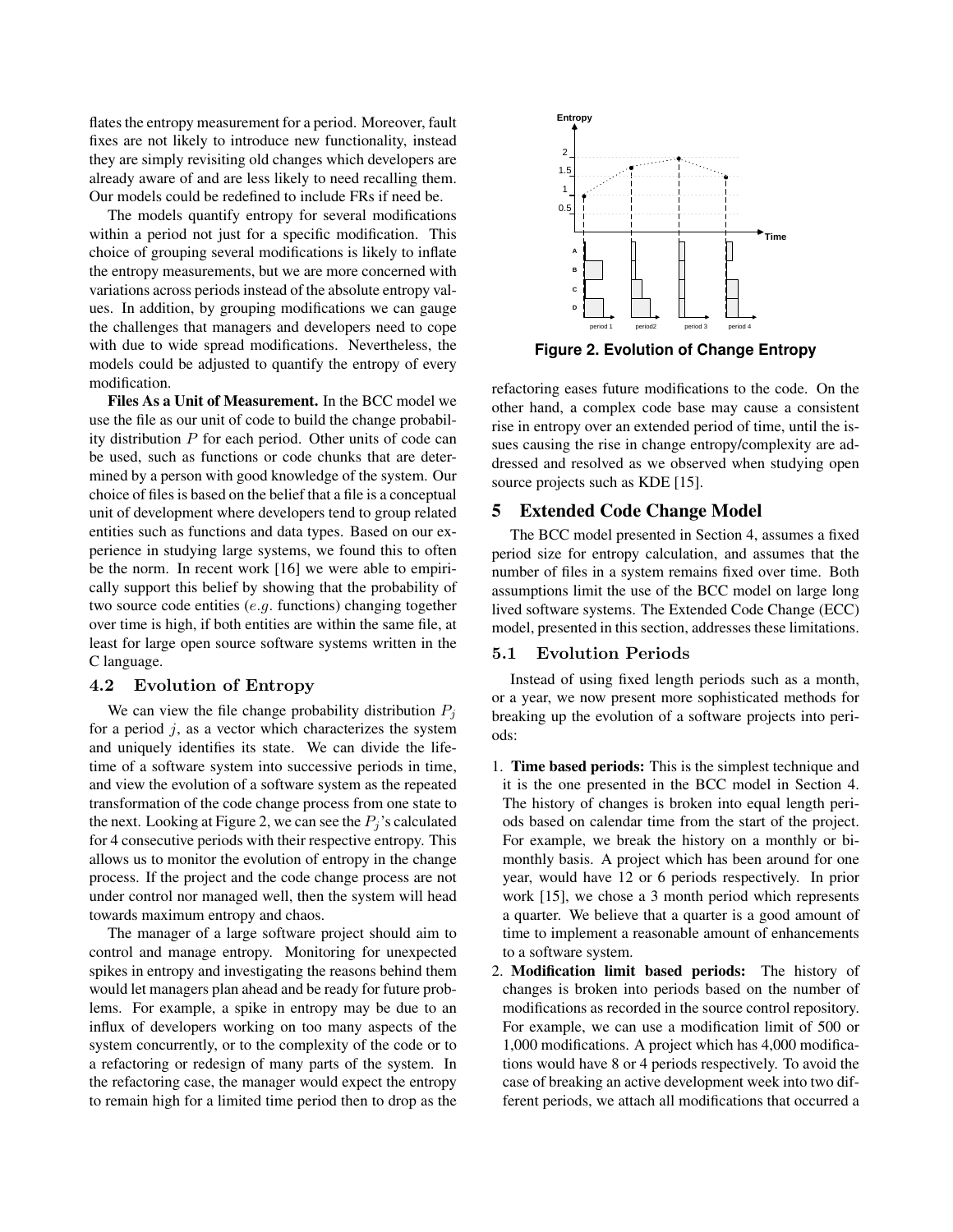flates the entropy measurement for a period. Moreover, fault fixes are not likely to introduce new functionality, instead they are simply revisiting old changes which developers are already aware of and are less likely to need recalling them. Our models could be redefined to include FRs if need be.

The models quantify entropy for several modifications within a period not just for a specific modification. This choice of grouping several modifications is likely to inflate the entropy measurements, but we are more concerned with variations across periods instead of the absolute entropy values. In addition, by grouping modifications we can gauge the challenges that managers and developers need to cope with due to wide spread modifications. Nevertheless, the models could be adjusted to quantify the entropy of every modification.

**Files As a Unit of Measurement.** In the BCC model we use the file as our unit of code to build the change probability distribution $P$ for each period. Other units of code can be used, such as functions or code chunks that are determined by a person with good knowledge of the system. Our choice of files is based on the belief that a file is a conceptual unit of development where developers tend to group related entities such as functions and data types. Based on our experience in studying large systems, we found this to often be the norm. In recent work [16] we were able to empirically support this belief by showing that the probability of two source code entities ($e.g.$ functions) changing together over time is high, if both entities are within the same file, at least for large open source software systems written in the C language.

### 4.2 Evolution of Entropy

We can view the file change probability distribution $P_j$ for a period $j$, as a vector which characterizes the system and uniquely identifies its state. We can divide the lifetime of a software system into successive periods in time, and view the evolution of a software system as the repeated transformation of the code change process from one state to the next. Looking at Figure 2, we can see the $P_j$'s calculated for 4 consecutive periods with their respective entropy. This allows us to monitor the evolution of entropy in the change process. If the project and the code change process are not under control nor managed well, then the system will head towards maximum entropy and chaos.

The manager of a large software project should aim to control and manage entropy. Monitoring for unexpected spikes in entropy and investigating the reasons behind them would let managers plan ahead and be ready for future problems. For example, a spike in entropy may be due to an influx of developers working on too many aspects of the system concurrently, or to the complexity of the code or to a refactoring or redesign of many parts of the system. In the refactoring case, the manager would expect the entropy to remain high for a limited time period then to drop as the refactoring eases future modifications to the code. On the other hand, a complex code base may cause a consistent rise in entropy over an extended period of time, until the issues causing the rise in change entropy/complexity are addressed and resolved as we observed when studying open source projects such as KDE [15].

**Figure 2. Evolution of Change Entropy**

## 5 Extended Code Change Model

The BCC model presented in Section 4, assumes a fixed period size for entropy calculation, and assumes that the number of files in a system remains fixed over time. Both assumptions limit the use of the BCC model on large long lived software systems. The Extended Code Change (ECC) model, presented in this section, addresses these limitations.

### 5.1 Evolution Periods

Instead of using fixed length periods such as a month, or a year, we now present more sophisticated methods for breaking up the evolution of a software projects into periods:

1. **Time based periods:** This is the simplest technique and it is the one presented in the BCC model in Section 4. The history of changes is broken into equal length periods based on calendar time from the start of the project. For example, we break the history on a monthly or bimonthly basis. A project which has been around for one year, would have 12 or 6 periods respectively. In prior work [15], we chose a 3 month period which represents a quarter. We believe that a quarter is a good amount of time to implement a reasonable amount of enhancements to a software system.
2. **Modification limit based periods:** The history of changes is broken into periods based on the number of modifications as recorded in the source control repository. For example, we can use a modification limit of 500 or 1,000 modifications. A project which has 4,000 modifications would have 8 or 4 periods respectively. To avoid the case of breaking an active development week into two different periods, we attach all modifications that occurred a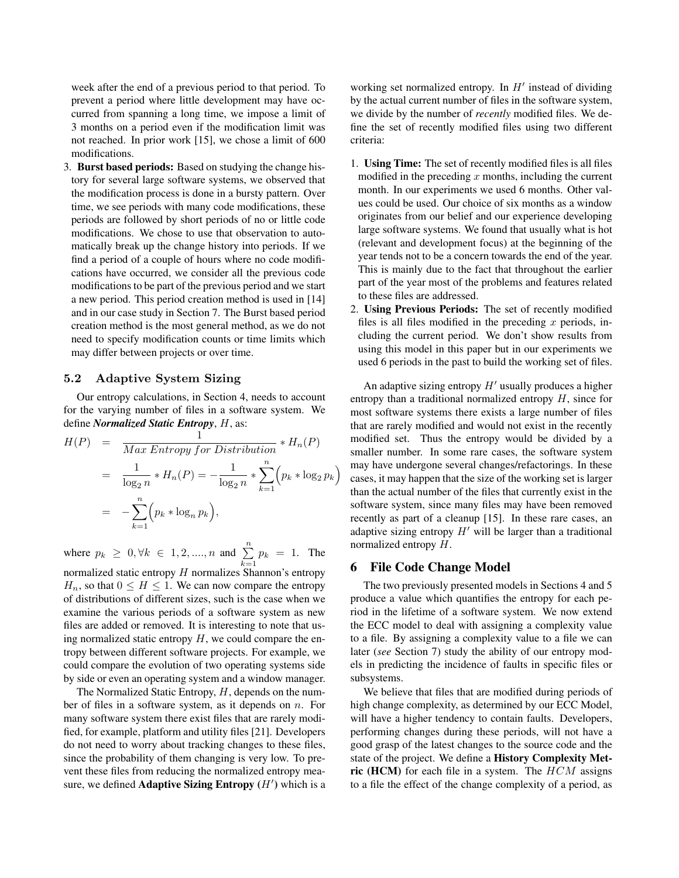week after the end of a previous period to that period. To prevent a period where little development may have occurred from spanning a long time, we impose a limit of 3 months on a period even if the modification limit was not reached. In prior work [15], we chose a limit of 600 modifications.

3. **Burst based periods:** Based on studying the change history for several large software systems, we observed that the modification process is done in a bursty pattern. Over time, we see periods with many code modifications, these periods are followed by short periods of no or little code modifications. We chose to use that observation to automatically break up the change history into periods. If we find a period of a couple of hours where no code modifications have occurred, we consider all the previous code modifications to be part of the previous period and we start a new period. This period creation method is used in [14] and in our case study in Section 7. The Burst based period creation method is the most general method, as we do not need to specify modification counts or time limits which may differ between projects or over time.

### 5.2 Adaptive System Sizing

Our entropy calculations, in Section 4, needs to account for the varying number of files in a software system. We define ***Normalized Static Entropy***, $H$, as:

$$
\begin{aligned}
H(P) &= \frac{1}{Max\ Entropy\ for\ Distribution} * H_n(P) \\
&= \frac{1}{\log_2 n} * H_n(P) = -\frac{1}{\log_2 n} * \sum_{k=1}^{n} \Big( p_k * \log_2 p_k \Big) \\
&= -\sum_{k=1}^{n} \Big( p_k * \log_n p_k \Big),
\end{aligned}
$$

where $p_k \geq 0, \forall k \in 1, 2, ...., n$ and $\sum_{k=1}^{n} p_k = 1$. The normalized static entropy $H$ normalizes Shannon's entropy $H_n$, so that $0 \leq H \leq 1$. We can now compare the entropy of distributions of different sizes, such is the case when we examine the various periods of a software system as new files are added or removed. It is interesting to note that using normalized static entropy $H$, we could compare the entropy between different software projects. For example, we could compare the evolution of two operating systems side by side or even an operating system and a window manager.

The Normalized Static Entropy, $H$, depends on the number of files in a software system, as it depends on $n$. For many software system there exist files that are rarely modified, for example, platform and utility files [21]. Developers do not need to worry about tracking changes to these files, since the probability of them changing is very low. To prevent these files from reducing the normalized entropy measure, we defined **Adaptive Sizing Entropy ($H'$)** which is a working set normalized entropy. In $H'$ instead of dividing by the actual current number of files in the software system, we divide by the number of ***recently*** modified files. We define the set of recently modified files using two different criteria:

1. **Using Time:** The set of recently modified files is all files modified in the preceding $x$ months, including the current month. In our experiments we used 6 months. Other values could be used. Our choice of six months as a window originates from our belief and our experience developing large software systems. We found that usually what is hot (relevant and development focus) at the beginning of the year tends not to be a concern towards the end of the year. This is mainly due to the fact that throughout the earlier part of the year most of the problems and features related to these files are addressed.
2. **Using Previous Periods:** The set of recently modified files is all files modified in the preceding $x$ periods, including the current period. We don't show results from using this model in this paper but in our experiments we used 6 periods in the past to build the working set of files.

An adaptive sizing entropy $H'$ usually produces a higher entropy than a traditional normalized entropy $H$, since for most software systems there exists a large number of files that are rarely modified and would not exist in the recently modified set. Thus the entropy would be divided by a smaller number. In some rare cases, the software system may have undergone several changes/refactorings. In these cases, it may happen that the size of the working set is larger than the actual number of the files that currently exist in the software system, since many files may have been removed recently as part of a cleanup [15]. In these rare cases, an adaptive sizing entropy $H'$ will be larger than a traditional normalized entropy $H$.

## 6 File Code Change Model

The two previously presented models in Sections 4 and 5 produce a value which quantifies the entropy for each period in the lifetime of a software system. We now extend the ECC model to deal with assigning a complexity value to a file. By assigning a complexity value to a file we can later (*see* Section 7) study the ability of our entropy models in predicting the incidence of faults in specific files or subsystems.

We believe that files that are modified during periods of high change complexity, as determined by our ECC Model, will have a higher tendency to contain faults. Developers, performing changes during these periods, will not have a good grasp of the latest changes to the source code and the state of the project. We define a **History Complexity Metric (HCM)** for each file in a system. The $HCM$ assigns to a file the effect of the change complexity of a period, as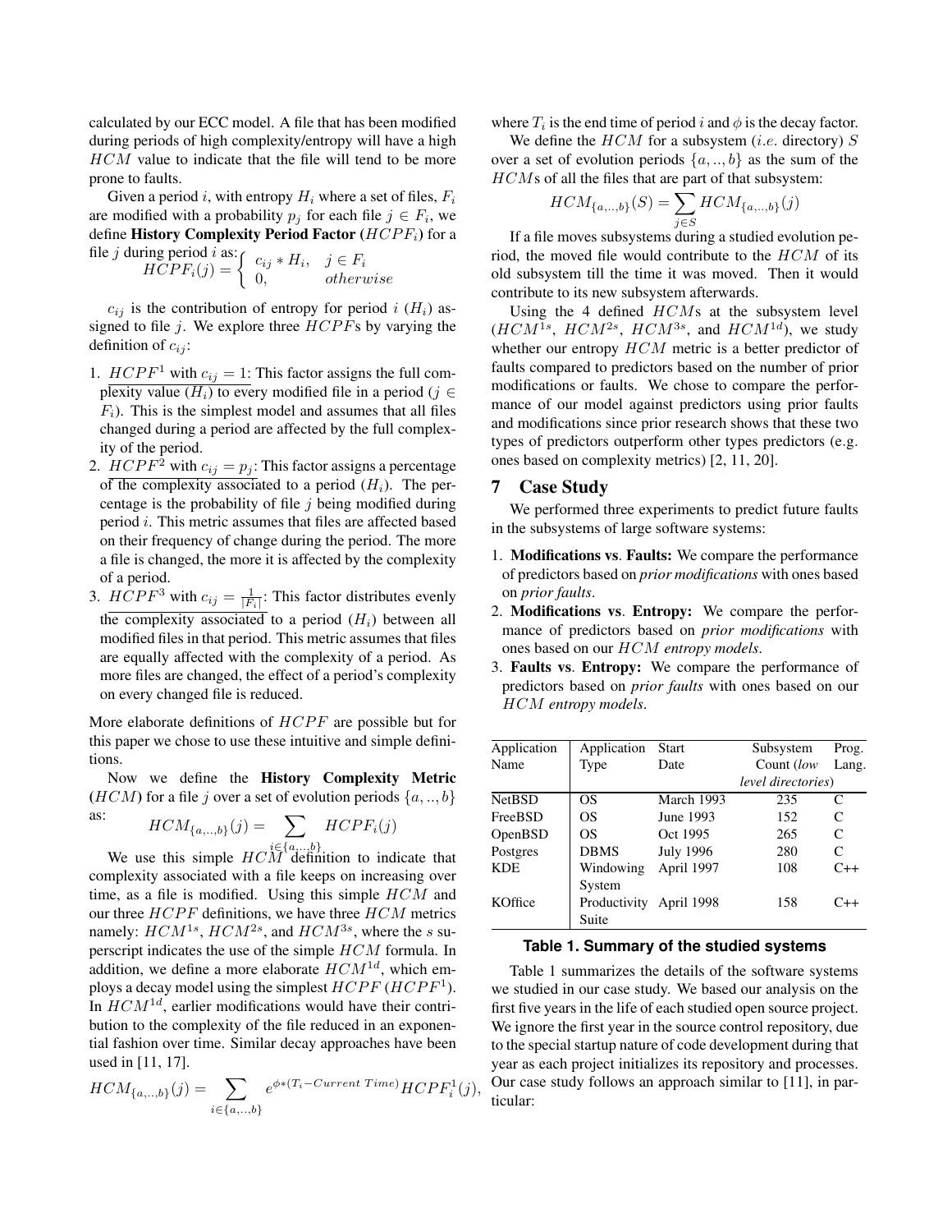calculated by our ECC model. A file that has been modified during periods of high complexity/entropy will have a high $HCM$ value to indicate that the file will tend to be more prone to faults.

Given a period $i$, with entropy $H_i$ where a set of files, $F_i$ are modified with a probability $p_j$ for each file $j \in F_i$, we define **History Complexity Period Factor (**$HCPF_i$**)** for a file $j$ during period $i$ as:

$$HCPF_i(j) = \begin{cases} c_{ij} * H_i, & j \in F_i \\ 0, & otherwise \end{cases}$$

$c_{ij}$ is the contribution of entropy for period $i$ ($H_i$) assigned to file $j$. We explore three $HCPF$s by varying the definition of $c_{ij}$:

1. $HCPF^1$ with $c_{ij} = 1$: This factor assigns the full complexity value ($H_i$) to every modified file in a period ($j \in F_i$). This is the simplest model and assumes that all files changed during a period are affected by the full complexity of the period.
2. $HCPF^2$ with $c_{ij} = p_j$: This factor assigns a percentage of the complexity associated to a period ($H_i$). The percentage is the probability of file $j$ being modified during period $i$. This metric assumes that files are affected based on their frequency of change during the period. The more a file is changed, the more it is affected by the complexity of a period.
3. $HCPF^3$ with $c_{ij} = \frac{1}{|F_i|}$: This factor distributes evenly the complexity associated to a period ($H_i$) between all modified files in that period. This metric assumes that files are equally affected with the complexity of a period. As more files are changed, the effect of a period's complexity on every changed file is reduced.

More elaborate definitions of $HCPF$ are possible but for this paper we chose to use these intuitive and simple definitions.

Now we define the **History Complexity Metric (**$HCM$**)** for a file $j$ over a set of evolution periods $\{a, .., b\}$ as:

$$HCM_{\{a,..,b\}}(j) = \sum_{i \in \{a,..,b\}} HCPF_i(j)$$

We use this simple $HCM$ definition to indicate that complexity associated with a file keeps on increasing over time, as a file is modified. Using this simple $HCM$ and our three $HCPF$ definitions, we have three $HCM$ metrics namely: $HCM^{1s}$, $HCM^{2s}$, and $HCM^{3s}$, where the $s$ superscript indicates the use of the simple $HCM$ formula. In addition, we define a more elaborate $HCM^{1d}$, which employs a decay model using the simplest $HCPF$ ($HCPF^1$). In $HCM^{1d}$, earlier modifications would have their contribution to the complexity of the file reduced in an exponential fashion over time. Similar decay approaches have been used in [11, 17].

$$HCM_{\{a,..,b\}}(j) = \sum_{i \in \{a,..,b\}} e^{\phi*(T_i - Current\ Time)} HCPF^1_i(j),$$

where $T_i$ is the end time of period $i$ and $\phi$ is the decay factor.

We define the $HCM$ for a subsystem (*i.e.* directory) $S$ over a set of evolution periods $\{a, .., b\}$ as the sum of the $HCM$s of all the files that are part of that subsystem:

$$HCM_{\{a,..,b\}}(S) = \sum_{j \in S} HCM_{\{a,..,b\}}(j)$$

If a file moves subsystems during a studied evolution period, the moved file would contribute to the $HCM$ of its old subsystem till the time it was moved. Then it would contribute to its new subsystem afterwards.

Using the 4 defined $HCM$s at the subsystem level ($HCM^{1s}$, $HCM^{2s}$, $HCM^{3s}$, and $HCM^{1d}$), we study whether our entropy $HCM$ metric is a better predictor of faults compared to predictors based on the number of prior modifications or faults. We chose to compare the performance of our model against predictors using prior faults and modifications since prior research shows that these two types of predictors outperform other types predictors (e.g. ones based on complexity metrics) [2, 11, 20].

## 7 Case Study

We performed three experiments to predict future faults in the subsystems of large software systems:

1. **Modifications vs. Faults:** We compare the performance of predictors based on *prior modifications* with ones based on *prior faults*.
2. **Modifications vs. Entropy:** We compare the performance of predictors based on *prior modifications* with ones based on our $HCM$ *entropy models*.
3. **Faults vs. Entropy:** We compare the performance of predictors based on *prior faults* with ones based on our $HCM$ *entropy models*.

| Application Name | Application Type | Start Date | Subsystem Count (*low level directories*) | Prog. Lang. |
|---|---|---|---|---|
| NetBSD | OS | March 1993 | 235 | C |
| FreeBSD | OS | June 1993 | 152 | C |
| OpenBSD | OS | Oct 1995 | 265 | C |
| Postgres | DBMS | July 1996 | 280 | C |
| KDE | Windowing System | April 1997 | 108 | C++ |
| KOffice | Productivity Suite | April 1998 | 158 | C++ |

**Table 1. Summary of the studied systems**

Table 1 summarizes the details of the software systems we studied in our case study. We based our analysis on the first five years in the life of each studied open source project. We ignore the first year in the source control repository, due to the special startup nature of code development during that year as each project initializes its repository and processes. Our case study follows an approach similar to [11], in particular: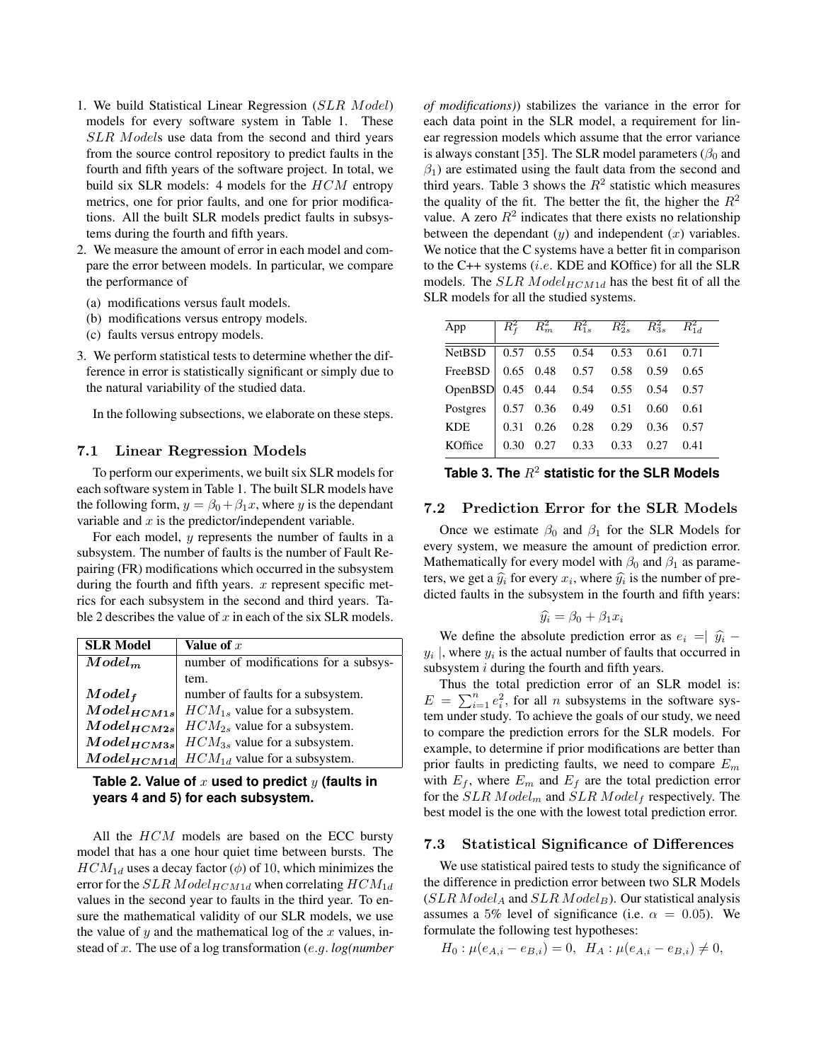1. We build Statistical Linear Regression ($SLR\ Model$) models for every software system in Table 1. These $SLR\ Model$s use data from the second and third years from the source control repository to predict faults in the fourth and fifth years of the software project. In total, we build six SLR models: 4 models for the $HCM$ entropy metrics, one for prior faults, and one for prior modifications. All the built SLR models predict faults in subsystems during the fourth and fifth years.
2. We measure the amount of error in each model and compare the error between models. In particular, we compare the performance of
   (a) modifications versus fault models.
   (b) modifications versus entropy models.
   (c) faults versus entropy models.
3. We perform statistical tests to determine whether the difference in error is statistically significant or simply due to the natural variability of the studied data.

In the following subsections, we elaborate on these steps.

### 7.1 Linear Regression Models

To perform our experiments, we built six SLR models for each software system in Table 1. The built SLR models have the following form, $y = \beta_0 + \beta_1 x$, where $y$ is the dependant variable and $x$ is the predictor/independent variable.

For each model, $y$ represents the number of faults in a subsystem. The number of faults is the number of Fault Repairing (FR) modifications which occurred in the subsystem during the fourth and fifth years. $x$ represent specific metrics for each subsystem in the second and third years. Table 2 describes the value of $x$ in each of the six SLR models.

| SLR Model | Value of $x$ |
|---|---|
| $Model_m$ | number of modifications for a subsystem. |
| $Model_f$ | number of faults for a subsystem. |
| $Model_{HCM1s}$ | $HCM_{1s}$ value for a subsystem. |
| $Model_{HCM2s}$ | $HCM_{2s}$ value for a subsystem. |
| $Model_{HCM3s}$ | $HCM_{3s}$ value for a subsystem. |
| $Model_{HCM1d}$ | $HCM_{1d}$ value for a subsystem. |

**Table 2. Value of $x$ used to predict $y$ (faults in years 4 and 5) for each subsystem.**

All the $HCM$ models are based on the ECC bursty model that has a one hour quiet time between bursts. The $HCM_{1d}$ uses a decay factor ($\phi$) of 10, which minimizes the error for the $SLR\ Model_{HCM1d}$ when correlating $HCM_{1d}$ values in the second year to faults in the third year. To ensure the mathematical validity of our SLR models, we use the value of $y$ and the mathematical log of the $x$ values, instead of $x$. The use of a log transformation ($e.g.$ *log(number of modifications)*) stabilizes the variance in the error for each data point in the SLR model, a requirement for linear regression models which assume that the error variance is always constant [35]. The SLR model parameters ($\beta_0$ and $\beta_1$) are estimated using the fault data from the second and third years. Table 3 shows the $R^2$ statistic which measures the quality of the fit. The better the fit, the higher the $R^2$ value. A zero $R^2$ indicates that there exists no relationship between the dependant ($y$) and independent ($x$) variables. We notice that the C systems have a better fit in comparison to the C++ systems ($i.e.$ KDE and KOffice) for all the SLR models. The $SLR\ Model_{HCM1d}$ has the best fit of all the SLR models for all the studied systems.

| App | $R^2_f$ | $R^2_m$ | $R^2_{1s}$ | $R^2_{2s}$ | $R^2_{3s}$ | $R^2_{1d}$ |
|---|---|---|---|---|---|---|
| NetBSD | 0.57 | 0.55 | 0.54 | 0.53 | 0.61 | 0.71 |
| FreeBSD | 0.65 | 0.48 | 0.57 | 0.58 | 0.59 | 0.65 |
| OpenBSD | 0.45 | 0.44 | 0.54 | 0.55 | 0.54 | 0.57 |
| Postgres | 0.57 | 0.36 | 0.49 | 0.51 | 0.60 | 0.61 |
| KDE | 0.31 | 0.26 | 0.28 | 0.29 | 0.36 | 0.57 |
| KOffice | 0.30 | 0.27 | 0.33 | 0.33 | 0.27 | 0.41 |

**Table 3. The $R^2$ statistic for the SLR Models**

### 7.2 Prediction Error for the SLR Models

Once we estimate $\beta_0$ and $\beta_1$ for the SLR Models for every system, we measure the amount of prediction error. Mathematically for every model with $\beta_0$ and $\beta_1$ as parameters, we get a $\widehat{y_i}$ for every $x_i$, where $\widehat{y_i}$ is the number of predicted faults in the subsystem in the fourth and fifth years:

$$\widehat{y_i} = \beta_0 + \beta_1 x_i$$

We define the absolute prediction error as $e_i = \mid \widehat{y_i} - y_i \mid$, where $y_i$ is the actual number of faults that occurred in subsystem $i$ during the fourth and fifth years.

Thus the total prediction error of an SLR model is: $E = \sum_{i=1}^{n} e_i^2$, for all $n$ subsystems in the software system under study. To achieve the goals of our study, we need to compare the prediction errors for the SLR models. For example, to determine if prior modifications are better than prior faults in predicting faults, we need to compare $E_m$ with $E_f$, where $E_m$ and $E_f$ are the total prediction error for the $SLR\ Model_m$ and $SLR\ Model_f$ respectively. The best model is the one with the lowest total prediction error.

### 7.3 Statistical Significance of Differences

We use statistical paired tests to study the significance of the difference in prediction error between two SLR Models ($SLR\ Model_A$ and $SLR\ Model_B$). Our statistical analysis assumes a 5% level of significance (i.e. $\alpha = 0.05$). We formulate the following test hypotheses:

$$H_0 : \mu(e_{A,i} - e_{B,i}) = 0, \;\; H_A : \mu(e_{A,i} - e_{B,i}) \neq 0,$$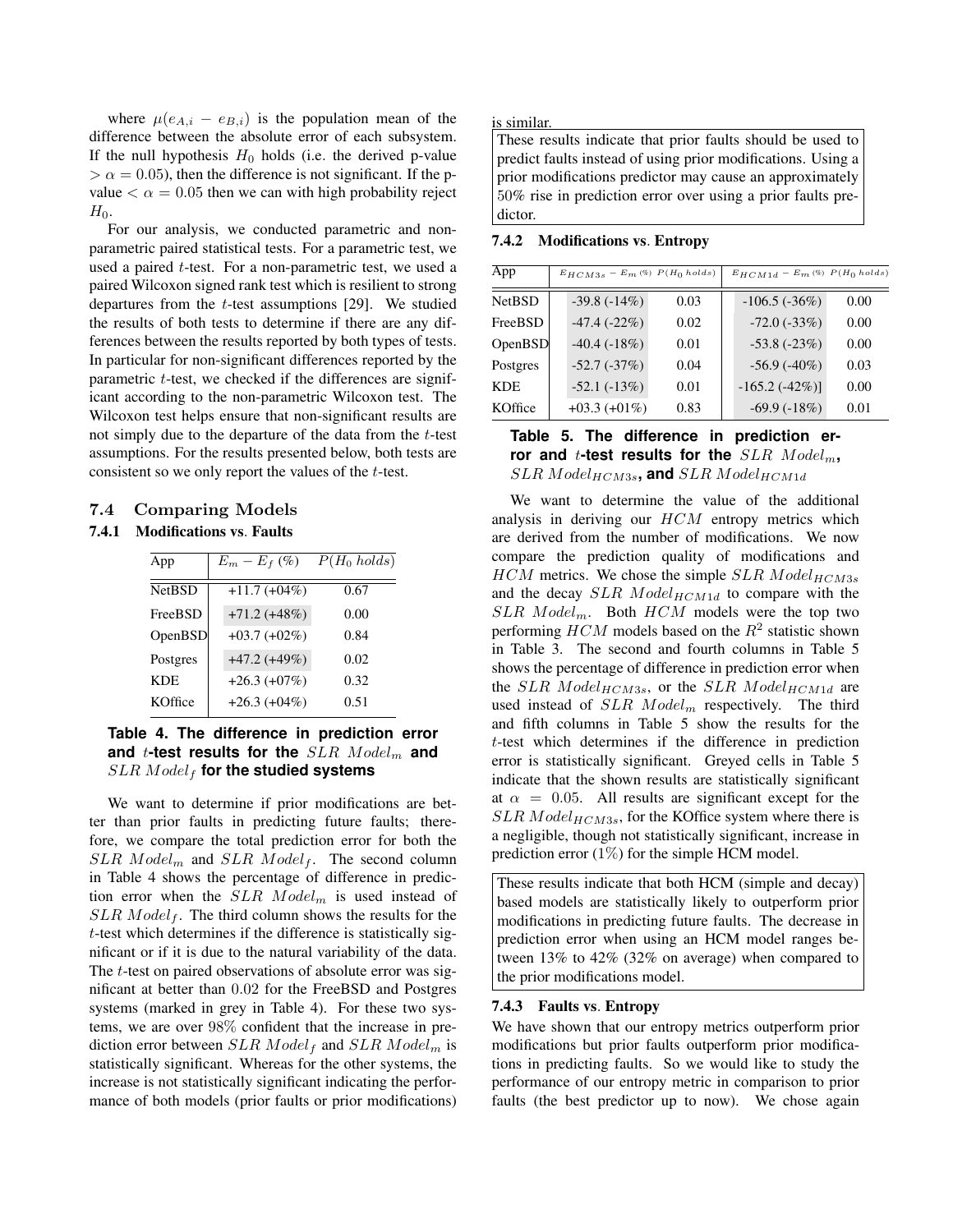where $\mu(e_{A,i} - e_{B,i})$ is the population mean of the difference between the absolute error of each subsystem. If the null hypothesis $H_0$ holds (i.e. the derived p-value $> \alpha = 0.05$), then the difference is not significant. If the p-value $< \alpha = 0.05$ then we can with high probability reject $H_0$.

For our analysis, we conducted parametric and non-parametric paired statistical tests. For a parametric test, we used a paired $t$-test. For a non-parametric test, we used a paired Wilcoxon signed rank test which is resilient to strong departures from the $t$-test assumptions [29]. We studied the results of both tests to determine if there are any differences between the results reported by both types of tests. In particular for non-significant differences reported by the parametric $t$-test, we checked if the differences are significant according to the non-parametric Wilcoxon test. The Wilcoxon test helps ensure that non-significant results are not simply due to the departure of the data from the $t$-test assumptions. For the results presented below, both tests are consistent so we only report the values of the $t$-test.

## 7.4 Comparing Models

### 7.4.1 Modifications vs. Faults

| App | $E_m - E_f$ (%) | $P(H_0\ holds)$ |
|---|---|---|
| NetBSD | +11.7 (+04%) | 0.67 |
| FreeBSD | +71.2 (+48%) | 0.00 |
| OpenBSD | +03.7 (+02%) | 0.84 |
| Postgres | +47.2 (+49%) | 0.02 |
| KDE | +26.3 (+07%) | 0.32 |
| KOffice | +26.3 (+04%) | 0.51 |

**Table 4. The difference in prediction error and $t$-test results for the $SLR\ Model_m$ and $SLR\ Model_f$ for the studied systems**

We want to determine if prior modifications are better than prior faults in predicting future faults; therefore, we compare the total prediction error for both the $SLR\ Model_m$ and $SLR\ Model_f$. The second column in Table 4 shows the percentage of difference in prediction error when the $SLR\ Model_m$ is used instead of $SLR\ Model_f$. The third column shows the results for the $t$-test which determines if the difference is statistically significant or if it is due to the natural variability of the data. The $t$-test on paired observations of absolute error was significant at better than 0.02 for the FreeBSD and Postgres systems (marked in grey in Table 4). For these two systems, we are over 98% confident that the increase in prediction error between $SLR\ Model_f$ and $SLR\ Model_m$ is statistically significant. Whereas for the other systems, the increase is not statistically significant indicating the performance of both models (prior faults or prior modifications) is similar.

> These results indicate that prior faults should be used to predict faults instead of using prior modifications. Using a prior modifications predictor may cause an approximately 50% rise in prediction error over using a prior faults predictor.

### 7.4.2 Modifications vs. Entropy

| App | $E_{HCM3s} - E_m$ (%) | $P(H_0\ holds)$ | $E_{HCM1d} - E_m$ (%) | $P(H_0\ holds)$ |
|---|---|---|---|---|
| NetBSD | -39.8 (-14%) | 0.03 | -106.5 (-36%) | 0.00 |
| FreeBSD | -47.4 (-22%) | 0.02 | -72.0 (-33%) | 0.00 |
| OpenBSD | -40.4 (-18%) | 0.01 | -53.8 (-23%) | 0.00 |
| Postgres | -52.7 (-37%) | 0.04 | -56.9 (-40%) | 0.03 |
| KDE | -52.1 (-13%) | 0.01 | -165.2 (-42%)] | 0.00 |
| KOffice | +03.3 (+01%) | 0.83 | -69.9 (-18%) | 0.01 |

**Table 5. The difference in prediction error and $t$-test results for the $SLR\ Model_m$, $SLR\ Model_{HCM3s}$, and $SLR\ Model_{HCM1d}$**

We want to determine the value of the additional analysis in deriving our $HCM$ entropy metrics which are derived from the number of modifications. We now compare the prediction quality of modifications and $HCM$ metrics. We chose the simple $SLR\ Model_{HCM3s}$ and the decay $SLR\ Model_{HCM1d}$ to compare with the $SLR\ Model_m$. Both $HCM$ models were the top two performing $HCM$ models based on the $R^2$ statistic shown in Table 3. The second and fourth columns in Table 5 shows the percentage of difference in prediction error when the $SLR\ Model_{HCM3s}$, or the $SLR\ Model_{HCM1d}$ are used instead of $SLR\ Model_m$ respectively. The third and fifth columns in Table 5 show the results for the $t$-test which determines if the difference in prediction error is statistically significant. Greyed cells in Table 5 indicate that the shown results are statistically significant at $\alpha = 0.05$. All results are significant except for the $SLR\ Model_{HCM3s}$, for the KOffice system where there is a negligible, though not statistically significant, increase in prediction error (1%) for the simple HCM model.

> These results indicate that both HCM (simple and decay) based models are statistically likely to outperform prior modifications in predicting future faults. The decrease in prediction error when using an HCM model ranges between 13% to 42% (32% on average) when compared to the prior modifications model.

### 7.4.3 Faults vs. Entropy

We have shown that our entropy metrics outperform prior modifications but prior faults outperform prior modifications in predicting faults. So we would like to study the performance of our entropy metric in comparison to prior faults (the best predictor up to now). We chose again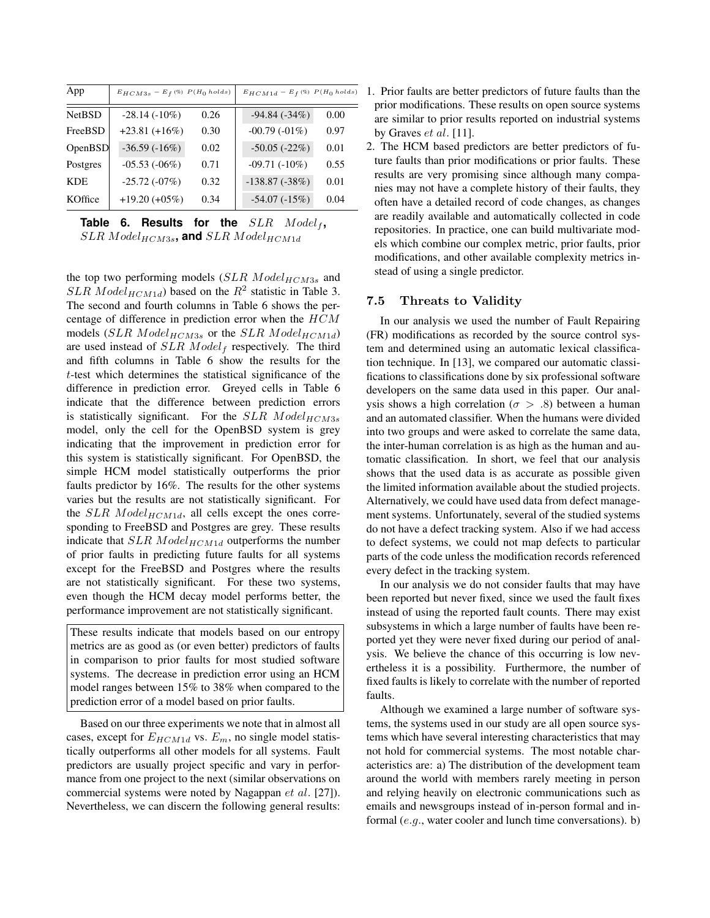| App | $E_{HCM3s} - E_f$ (%) | $P(H_0\ holds)$ | $E_{HCM1d} - E_f$ (%) | $P(H_0\ holds)$ |
|---|---|---|---|---|
| NetBSD | -28.14 (-10%) | 0.26 | -94.84 (-34%) | 0.00 |
| FreeBSD | +23.81 (+16%) | 0.30 | -00.79 (-01%) | 0.97 |
| OpenBSD | -36.59 (-16%) | 0.02 | -50.05 (-22%) | 0.01 |
| Postgres | -05.53 (-06%) | 0.71 | -09.71 (-10%) | 0.55 |
| KDE | -25.72 (-07%) | 0.32 | -138.87 (-38%) | 0.01 |
| KOffice | +19.20 (+05%) | 0.34 | -54.07 (-15%) | 0.04 |

**Table 6. Results for the** $SLR\ Model_f$**,** $SLR\ Model_{HCM3s}$**, and** $SLR\ Model_{HCM1d}$

the top two performing models ($SLR\ Model_{HCM3s}$ and $SLR\ Model_{HCM1d}$) based on the $R^2$ statistic in Table 3. The second and fourth columns in Table 6 shows the percentage of difference in prediction error when the $HCM$ models ($SLR\ Model_{HCM3s}$ or the $SLR\ Model_{HCM1d}$) are used instead of $SLR\ Model_f$ respectively. The third and fifth columns in Table 6 show the results for the $t$-test which determines the statistical significance of the difference in prediction error. Greyed cells in Table 6 indicate that the difference between prediction errors is statistically significant. For the $SLR\ Model_{HCM3s}$ model, only the cell for the OpenBSD system is grey indicating that the improvement in prediction error for this system is statistically significant. For OpenBSD, the simple HCM model statistically outperforms the prior faults predictor by 16%. The results for the other systems varies but the results are not statistically significant. For the $SLR\ Model_{HCM1d}$, all cells except the ones corresponding to FreeBSD and Postgres are grey. These results indicate that $SLR\ Model_{HCM1d}$ outperforms the number of prior faults in predicting future faults for all systems except for the FreeBSD and Postgres where the results are not statistically significant. For these two systems, even though the HCM decay model performs better, the performance improvement are not statistically significant.

These results indicate that models based on our entropy metrics are as good as (or even better) predictors of faults in comparison to prior faults for most studied software systems. The decrease in prediction error using an HCM model ranges between 15% to 38% when compared to the prediction error of a model based on prior faults.

Based on our three experiments we note that in almost all cases, except for $E_{HCM1d}$ vs. $E_m$, no single model statistically outperforms all other models for all systems. Fault predictors are usually project specific and vary in performance from one project to the next (similar observations on commercial systems were noted by Nagappan *et al.* [27]). Nevertheless, we can discern the following general results:

1. Prior faults are better predictors of future faults than the prior modifications. These results on open source systems are similar to prior results reported on industrial systems by Graves *et al.* [11].
2. The HCM based predictors are better predictors of future faults than prior modifications or prior faults. These results are very promising since although many companies may not have a complete history of their faults, they often have a detailed record of code changes, as changes are readily available and automatically collected in code repositories. In practice, one can build multivariate models which combine our complex metric, prior faults, prior modifications, and other available complexity metrics instead of using a single predictor.

### 7.5 Threats to Validity

In our analysis we used the number of Fault Repairing (FR) modifications as recorded by the source control system and determined using an automatic lexical classification technique. In [13], we compared our automatic classifications to classifications done by six professional software developers on the same data used in this paper. Our analysis shows a high correlation ($\sigma > .8$) between a human and an automated classifier. When the humans were divided into two groups and were asked to correlate the same data, the inter-human correlation is as high as the human and automatic classification. In short, we feel that our analysis shows that the used data is as accurate as possible given the limited information available about the studied projects. Alternatively, we could have used data from defect management systems. Unfortunately, several of the studied systems do not have a defect tracking system. Also if we had access to defect systems, we could not map defects to particular parts of the code unless the modification records referenced every defect in the tracking system.

In our analysis we do not consider faults that may have been reported but never fixed, since we used the fault fixes instead of using the reported fault counts. There may exist subsystems in which a large number of faults have been reported yet they were never fixed during our period of analysis. We believe the chance of this occurring is low nevertheless it is a possibility. Furthermore, the number of fixed faults is likely to correlate with the number of reported faults.

Although we examined a large number of software systems, the systems used in our study are all open source systems which have several interesting characteristics that may not hold for commercial systems. The most notable characteristics are: a) The distribution of the development team around the world with members rarely meeting in person and relying heavily on electronic communications such as emails and newsgroups instead of in-person formal and informal (*e.g.*, water cooler and lunch time conversations). b)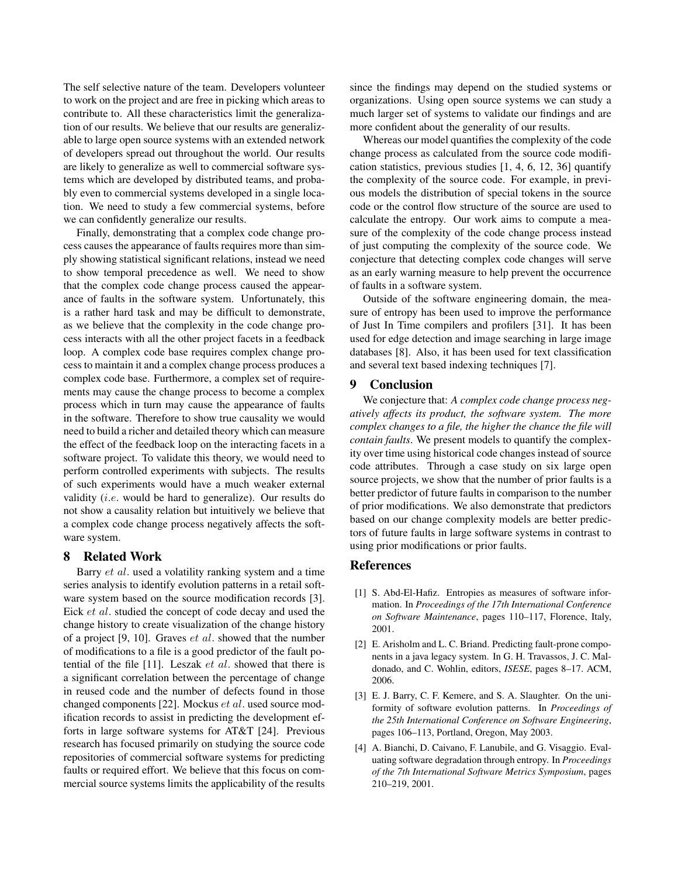The self selective nature of the team. Developers volunteer to work on the project and are free in picking which areas to contribute to. All these characteristics limit the generalization of our results. We believe that our results are generalizable to large open source systems with an extended network of developers spread out throughout the world. Our results are likely to generalize as well to commercial software systems which are developed by distributed teams, and probably even to commercial systems developed in a single location. We need to study a few commercial systems, before we can confidently generalize our results.

Finally, demonstrating that a complex code change process causes the appearance of faults requires more than simply showing statistical significant relations, instead we need to show temporal precedence as well. We need to show that the complex code change process caused the appearance of faults in the software system. Unfortunately, this is a rather hard task and may be difficult to demonstrate, as we believe that the complexity in the code change process interacts with all the other project facets in a feedback loop. A complex code base requires complex change process to maintain it and a complex change process produces a complex code base. Furthermore, a complex set of requirements may cause the change process to become a complex process which in turn may cause the appearance of faults in the software. Therefore to show true causality we would need to build a richer and detailed theory which can measure the effect of the feedback loop on the interacting facets in a software project. To validate this theory, we would need to perform controlled experiments with subjects. The results of such experiments would have a much weaker external validity (*i.e.* would be hard to generalize). Our results do not show a causality relation but intuitively we believe that a complex code change process negatively affects the software system.

## 8 Related Work

Barry *et al.* used a volatility ranking system and a time series analysis to identify evolution patterns in a retail software system based on the source modification records [3]. Eick *et al.* studied the concept of code decay and used the change history to create visualization of the change history of a project [9, 10]. Graves *et al.* showed that the number of modifications to a file is a good predictor of the fault potential of the file [11]. Leszak *et al.* showed that there is a significant correlation between the percentage of change in reused code and the number of defects found in those changed components [22]. Mockus *et al.* used source modification records to assist in predicting the development efforts in large software systems for AT&T [24]. Previous research has focused primarily on studying the source code repositories of commercial software systems for predicting faults or required effort. We believe that this focus on commercial source systems limits the applicability of the results since the findings may depend on the studied systems or organizations. Using open source systems we can study a much larger set of systems to validate our findings and are more confident about the generality of our results.

Whereas our model quantifies the complexity of the code change process as calculated from the source code modification statistics, previous studies [1, 4, 6, 12, 36] quantify the complexity of the source code. For example, in previous models the distribution of special tokens in the source code or the control flow structure of the source are used to calculate the entropy. Our work aims to compute a measure of the complexity of the code change process instead of just computing the complexity of the source code. We conjecture that detecting complex code changes will serve as an early warning measure to help prevent the occurrence of faults in a software system.

Outside of the software engineering domain, the measure of entropy has been used to improve the performance of Just In Time compilers and profilers [31]. It has been used for edge detection and image searching in large image databases [8]. Also, it has been used for text classification and several text based indexing techniques [7].

## 9 Conclusion

We conjecture that: *A complex code change process negatively affects its product, the software system. The more complex changes to a file, the higher the chance the file will contain faults*. We present models to quantify the complexity over time using historical code changes instead of source code attributes. Through a case study on six large open source projects, we show that the number of prior faults is a better predictor of future faults in comparison to the number of prior modifications. We also demonstrate that predictors based on our change complexity models are better predictors of future faults in large software systems in contrast to using prior modifications or prior faults.

## References

[1] S. Abd-El-Hafiz. Entropies as measures of software information. In *Proceedings of the 17th International Conference on Software Maintenance*, pages 110–117, Florence, Italy, 2001.

[2] E. Arisholm and L. C. Briand. Predicting fault-prone components in a java legacy system. In G. H. Travassos, J. C. Maldonado, and C. Wohlin, editors, *ISESE*, pages 8–17. ACM, 2006.

[3] E. J. Barry, C. F. Kemere, and S. A. Slaughter. On the uniformity of software evolution patterns. In *Proceedings of the 25th International Conference on Software Engineering*, pages 106–113, Portland, Oregon, May 2003.

[4] A. Bianchi, D. Caivano, F. Lanubile, and G. Visaggio. Evaluating software degradation through entropy. In *Proceedings of the 7th International Software Metrics Symposium*, pages 210–219, 2001.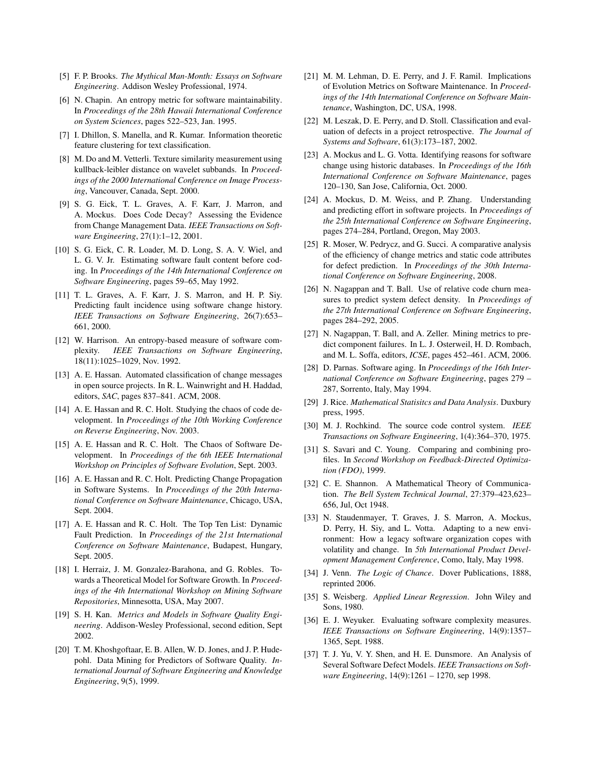[5] F. P. Brooks. *The Mythical Man-Month: Essays on Software Engineering*. Addison Wesley Professional, 1974.

[6] N. Chapin. An entropy metric for software maintainability. In *Proceedings of the 28th Hawaii International Conference on System Sciences*, pages 522–523, Jan. 1995.

[7] I. Dhillon, S. Manella, and R. Kumar. Information theoretic feature clustering for text classification.

[8] M. Do and M. Vetterli. Texture similarity measurement using kullback-leibler distance on wavelet subbands. In *Proceedings of the 2000 International Conference on Image Processing*, Vancouver, Canada, Sept. 2000.

[9] S. G. Eick, T. L. Graves, A. F. Karr, J. Marron, and A. Mockus. Does Code Decay? Assessing the Evidence from Change Management Data. *IEEE Transactions on Software Engineering*, 27(1):1–12, 2001.

[10] S. G. Eick, C. R. Loader, M. D. Long, S. A. V. Wiel, and L. G. V. Jr. Estimating software fault content before coding. In *Proceedings of the 14th International Conference on Software Engineering*, pages 59–65, May 1992.

[11] T. L. Graves, A. F. Karr, J. S. Marron, and H. P. Siy. Predicting fault incidence using software change history. *IEEE Transactions on Software Engineering*, 26(7):653–661, 2000.

[12] W. Harrison. An entropy-based measure of software complexity. *IEEE Transactions on Software Engineering*, 18(11):1025–1029, Nov. 1992.

[13] A. E. Hassan. Automated classification of change messages in open source projects. In R. L. Wainwright and H. Haddad, editors, *SAC*, pages 837–841. ACM, 2008.

[14] A. E. Hassan and R. C. Holt. Studying the chaos of code development. In *Proceedings of the 10th Working Conference on Reverse Engineering*, Nov. 2003.

[15] A. E. Hassan and R. C. Holt. The Chaos of Software Development. In *Proceedings of the 6th IEEE International Workshop on Principles of Software Evolution*, Sept. 2003.

[16] A. E. Hassan and R. C. Holt. Predicting Change Propagation in Software Systems. In *Proceedings of the 20th International Conference on Software Maintenance*, Chicago, USA, Sept. 2004.

[17] A. E. Hassan and R. C. Holt. The Top Ten List: Dynamic Fault Prediction. In *Proceedings of the 21st International Conference on Software Maintenance*, Budapest, Hungary, Sept. 2005.

[18] I. Herraiz, J. M. Gonzalez-Barahona, and G. Robles. Towards a Theoretical Model for Software Growth. In *Proceedings of the 4th International Workshop on Mining Software Repositories*, Minnesotta, USA, May 2007.

[19] S. H. Kan. *Metrics and Models in Software Quality Engineering*. Addison-Wesley Professional, second edition, Sept 2002.

[20] T. M. Khoshgoftaar, E. B. Allen, W. D. Jones, and J. P. Hudepohl. Data Mining for Predictors of Software Quality. *International Journal of Software Engineering and Knowledge Engineering*, 9(5), 1999.

[21] M. M. Lehman, D. E. Perry, and J. F. Ramil. Implications of Evolution Metrics on Software Maintenance. In *Proceedings of the 14th International Conference on Software Maintenance*, Washington, DC, USA, 1998.

[22] M. Leszak, D. E. Perry, and D. Stoll. Classification and evaluation of defects in a project retrospective. *The Journal of Systems and Software*, 61(3):173–187, 2002.

[23] A. Mockus and L. G. Votta. Identifying reasons for software change using historic databases. In *Proceedings of the 16th International Conference on Software Maintenance*, pages 120–130, San Jose, California, Oct. 2000.

[24] A. Mockus, D. M. Weiss, and P. Zhang. Understanding and predicting effort in software projects. In *Proceedings of the 25th International Conference on Software Engineering*, pages 274–284, Portland, Oregon, May 2003.

[25] R. Moser, W. Pedrycz, and G. Succi. A comparative analysis of the efficiency of change metrics and static code attributes for defect prediction. In *Proceedings of the 30th International Conference on Software Engineering*, 2008.

[26] N. Nagappan and T. Ball. Use of relative code churn measures to predict system defect density. In *Proceedings of the 27th International Conference on Software Engineering*, pages 284–292, 2005.

[27] N. Nagappan, T. Ball, and A. Zeller. Mining metrics to predict component failures. In L. J. Osterweil, H. D. Rombach, and M. L. Soffa, editors, *ICSE*, pages 452–461. ACM, 2006.

[28] D. Parnas. Software aging. In *Proceedings of the 16th International Conference on Software Engineering*, pages 279 – 287, Sorrento, Italy, May 1994.

[29] J. Rice. *Mathematical Statisitcs and Data Analysis*. Duxbury press, 1995.

[30] M. J. Rochkind. The source code control system. *IEEE Transactions on Software Engineering*, 1(4):364–370, 1975.

[31] S. Savari and C. Young. Comparing and combining profiles. In *Second Workshop on Feedback-Directed Optimization (FDO)*, 1999.

[32] C. E. Shannon. A Mathematical Theory of Communication. *The Bell System Technical Journal*, 27:379–423,623–656, Jul, Oct 1948.

[33] N. Staudenmayer, T. Graves, J. S. Marron, A. Mockus, D. Perry, H. Siy, and L. Votta. Adapting to a new environment: How a legacy software organization copes with volatility and change. In *5th International Product Development Management Conference*, Como, Italy, May 1998.

[34] J. Venn. *The Logic of Chance*. Dover Publications, 1888, reprinted 2006.

[35] S. Weisberg. *Applied Linear Regression*. John Wiley and Sons, 1980.

[36] E. J. Weyuker. Evaluating software complexity measures. *IEEE Transactions on Software Engineering*, 14(9):1357–1365, Sept. 1988.

[37] T. J. Yu, V. Y. Shen, and H. E. Dunsmore. An Analysis of Several Software Defect Models. *IEEE Transactions on Software Engineering*, 14(9):1261 – 1270, sep 1998.